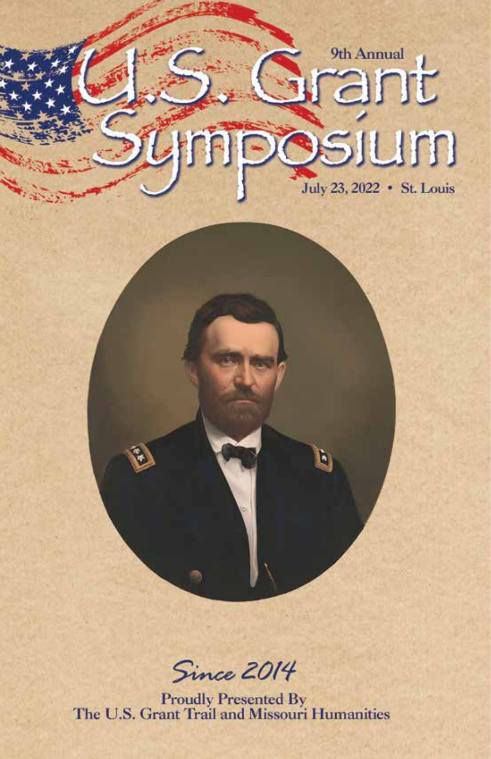9th Annual

# U.S. Grant Symposium

July 23, 2022 • St. Louis

*Since 2014*

Proudly Presented By
The U.S. Grant Trail and Missouri Humanities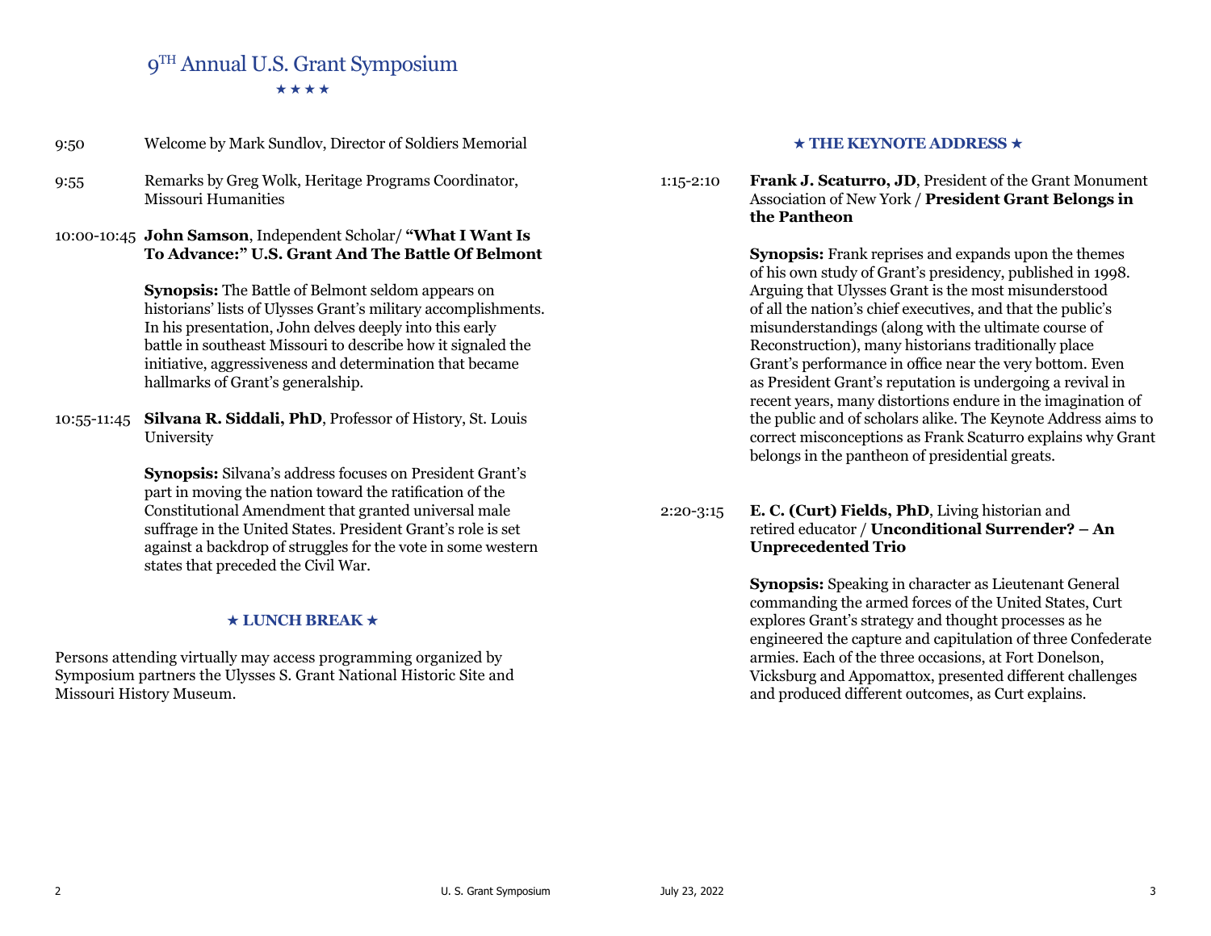# 9[TH] Annual U.S. Grant Symposium

★ ★ ★ ★

9:50 Welcome by Mark Sundlov, Director of Soldiers Memorial

9:55 Remarks by Greg Wolk, Heritage Programs Coordinator, Missouri Humanities

10:00-10:45 **John Samson**, Independent Scholar/ **"What I Want Is To Advance:" U.S. Grant And The Battle Of Belmont**

**Synopsis:** The Battle of Belmont seldom appears on historians' lists of Ulysses Grant's military accomplishments. In his presentation, John delves deeply into this early battle in southeast Missouri to describe how it signaled the initiative, aggressiveness and determination that became hallmarks of Grant's generalship.

10:55-11:45 **Silvana R. Siddali, PhD**, Professor of History, St. Louis University

**Synopsis:** Silvana's address focuses on President Grant's part in moving the nation toward the ratification of the Constitutional Amendment that granted universal male suffrage in the United States. President Grant's role is set against a backdrop of struggles for the vote in some western states that preceded the Civil War.

## ★ LUNCH BREAK ★

Persons attending virtually may access programming organized by Symposium partners the Ulysses S. Grant National Historic Site and Missouri History Museum.

## ★ THE KEYNOTE ADDRESS ★

1:15-2:10 **Frank J. Scaturro, JD**, President of the Grant Monument Association of New York / **President Grant Belongs in the Pantheon**

**Synopsis:** Frank reprises and expands upon the themes of his own study of Grant's presidency, published in 1998. Arguing that Ulysses Grant is the most misunderstood of all the nation's chief executives, and that the public's misunderstandings (along with the ultimate course of Reconstruction), many historians traditionally place Grant's performance in office near the very bottom. Even as President Grant's reputation is undergoing a revival in recent years, many distortions endure in the imagination of the public and of scholars alike. The Keynote Address aims to correct misconceptions as Frank Scaturro explains why Grant belongs in the pantheon of presidential greats.

2:20-3:15 **E. C. (Curt) Fields, PhD**, Living historian and retired educator / **Unconditional Surrender? – An Unprecedented Trio**

**Synopsis:** Speaking in character as Lieutenant General commanding the armed forces of the United States, Curt explores Grant's strategy and thought processes as he engineered the capture and capitulation of three Confederate armies. Each of the three occasions, at Fort Donelson, Vicksburg and Appomattox, presented different challenges and produced different outcomes, as Curt explains.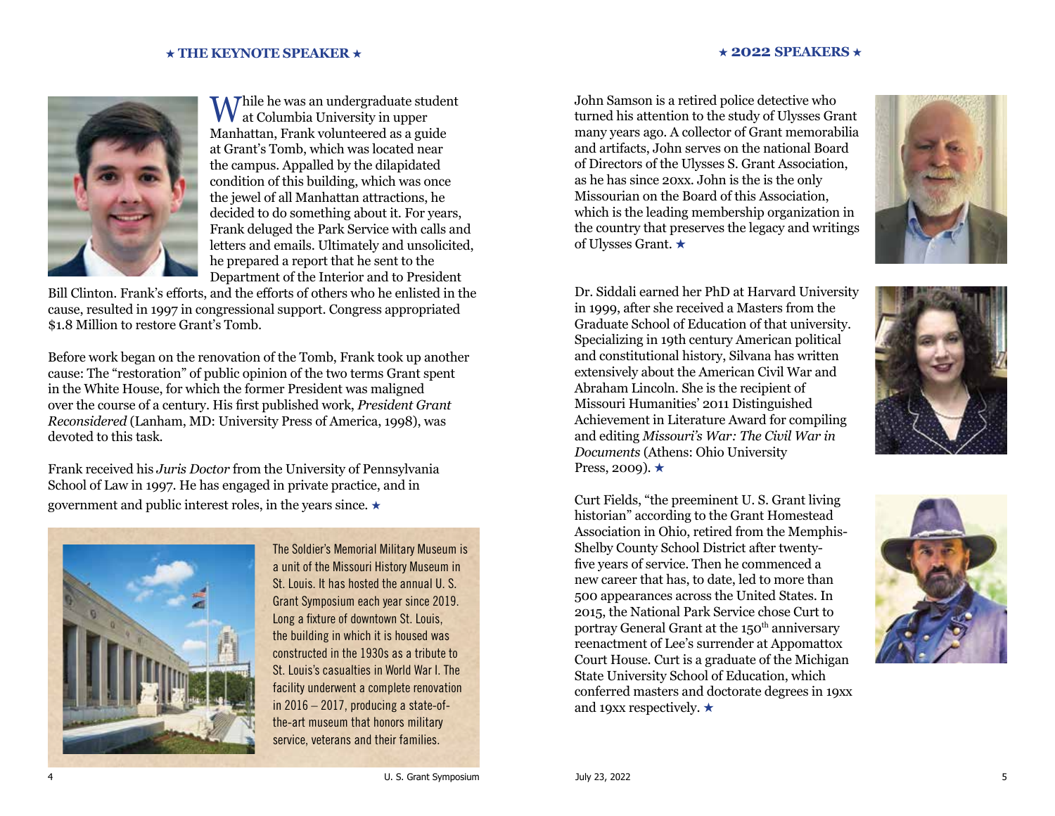## ★ THE KEYNOTE SPEAKER ★

While he was an undergraduate student at Columbia University in upper Manhattan, Frank volunteered as a guide at Grant's Tomb, which was located near the campus. Appalled by the dilapidated condition of this building, which was once the jewel of all Manhattan attractions, he decided to do something about it. For years, Frank deluged the Park Service with calls and letters and emails. Ultimately and unsolicited, he prepared a report that he sent to the Department of the Interior and to President Bill Clinton. Frank's efforts, and the efforts of others who he enlisted in the cause, resulted in 1997 in congressional support. Congress appropriated $1.8 Million to restore Grant's Tomb.

Before work began on the renovation of the Tomb, Frank took up another cause: The "restoration" of public opinion of the two terms Grant spent in the White House, for which the former President was maligned over the course of a century. His first published work, *President Grant Reconsidered* (Lanham, MD: University Press of America, 1998), was devoted to this task.

Frank received his *Juris Doctor* from the University of Pennsylvania School of Law in 1997. He has engaged in private practice, and in government and public interest roles, in the years since. ★

The Soldier's Memorial Military Museum is a unit of the Missouri History Museum in St. Louis. It has hosted the annual U. S. Grant Symposium each year since 2019. Long a fixture of downtown St. Louis, the building in which it is housed was constructed in the 1930s as a tribute to St. Louis's casualties in World War I. The facility underwent a complete renovation in 2016 – 2017, producing a state-of-the-art museum that honors military service, veterans and their families.

## ★ 2022 SPEAKERS ★

John Samson is a retired police detective who turned his attention to the study of Ulysses Grant many years ago. A collector of Grant memorabilia and artifacts, John serves on the national Board of Directors of the Ulysses S. Grant Association, as he has since 20xx. John is the is the only Missourian on the Board of this Association, which is the leading membership organization in the country that preserves the legacy and writings of Ulysses Grant. ★

Dr. Siddali earned her PhD at Harvard University in 1999, after she received a Masters from the Graduate School of Education of that university. Specializing in 19th century American political and constitutional history, Silvana has written extensively about the American Civil War and Abraham Lincoln. She is the recipient of Missouri Humanities' 2011 Distinguished Achievement in Literature Award for compiling and editing *Missouri's War: The Civil War in Documents* (Athens: Ohio University Press, 2009). ★

Curt Fields, "the preeminent U. S. Grant living historian" according to the Grant Homestead Association in Ohio, retired from the Memphis-Shelby County School District after twenty-five years of service. Then he commenced a new career that has, to date, led to more than 500 appearances across the United States. In 2015, the National Park Service chose Curt to portray General Grant at the 150th anniversary reenactment of Lee's surrender at Appomattox Court House. Curt is a graduate of the Michigan State University School of Education, which conferred masters and doctorate degrees in 19xx and 19xx respectively. ★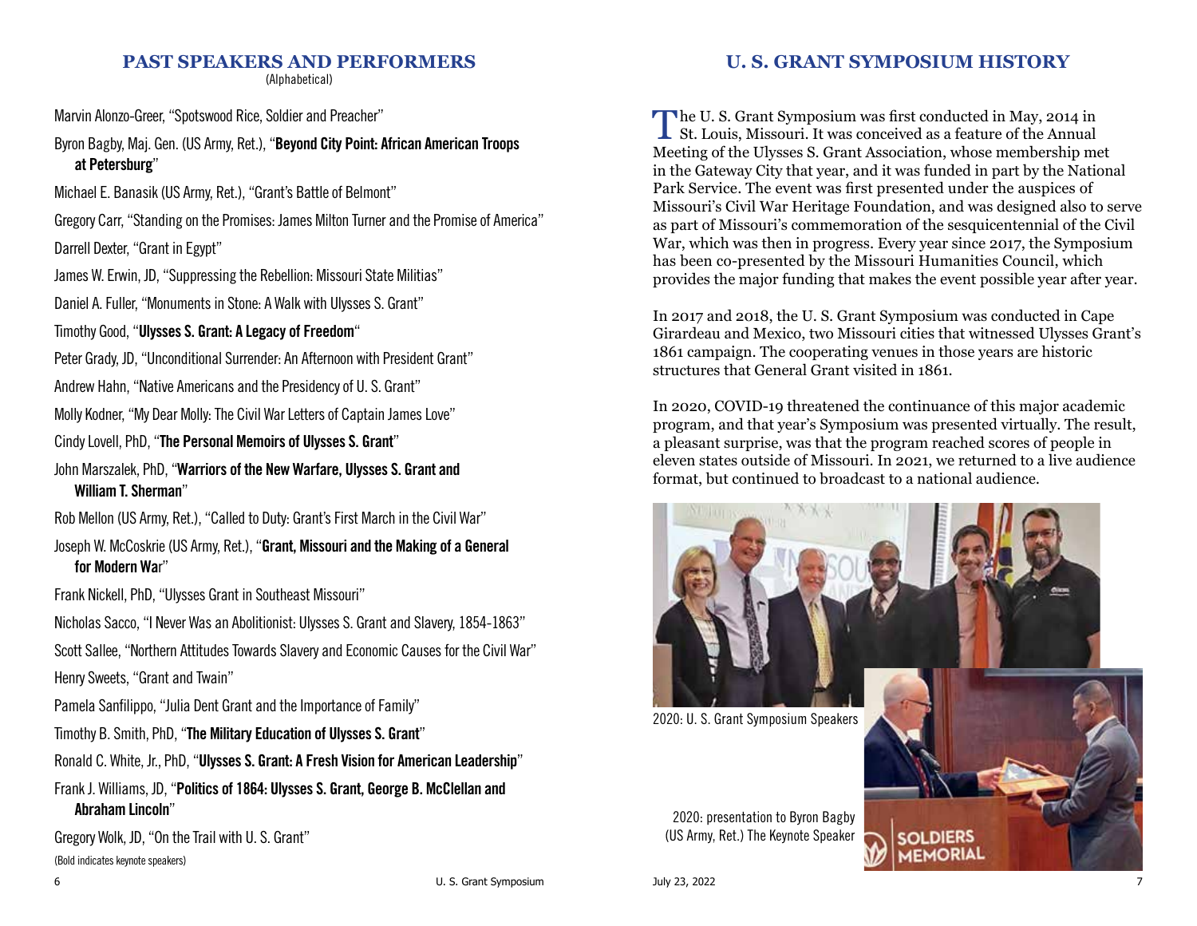## PAST SPEAKERS AND PERFORMERS

(Alphabetical)

Marvin Alonzo-Greer, "Spotswood Rice, Soldier and Preacher"

Byron Bagby, Maj. Gen. (US Army, Ret.), "**Beyond City Point: African American Troops at Petersburg**"

Michael E. Banasik (US Army, Ret.), "Grant's Battle of Belmont"

Gregory Carr, "Standing on the Promises: James Milton Turner and the Promise of America"

Darrell Dexter, "Grant in Egypt"

James W. Erwin, JD, "Suppressing the Rebellion: Missouri State Militias"

Daniel A. Fuller, "Monuments in Stone: A Walk with Ulysses S. Grant"

Timothy Good, "**Ulysses S. Grant: A Legacy of Freedom**"

Peter Grady, JD, "Unconditional Surrender: An Afternoon with President Grant"

Andrew Hahn, "Native Americans and the Presidency of U. S. Grant"

Molly Kodner, "My Dear Molly: The Civil War Letters of Captain James Love"

Cindy Lovell, PhD, "**The Personal Memoirs of Ulysses S. Grant**"

John Marszalek, PhD, "**Warriors of the New Warfare, Ulysses S. Grant and William T. Sherman**"

Rob Mellon (US Army, Ret.), "Called to Duty: Grant's First March in the Civil War"

Joseph W. McCoskrie (US Army, Ret.), "**Grant, Missouri and the Making of a General for Modern War**"

Frank Nickell, PhD, "Ulysses Grant in Southeast Missouri"

Nicholas Sacco, "I Never Was an Abolitionist: Ulysses S. Grant and Slavery, 1854-1863"

Scott Sallee, "Northern Attitudes Towards Slavery and Economic Causes for the Civil War"

Henry Sweets, "Grant and Twain"

Pamela Sanfilippo, "Julia Dent Grant and the Importance of Family"

Timothy B. Smith, PhD, "**The Military Education of Ulysses S. Grant**"

Ronald C. White, Jr., PhD, "**Ulysses S. Grant: A Fresh Vision for American Leadership**"

Frank J. Williams, JD, "**Politics of 1864: Ulysses S. Grant, George B. McClellan and Abraham Lincoln**"

Gregory Wolk, JD, "On the Trail with U. S. Grant"

(Bold indicates keynote speakers)

## U. S. GRANT SYMPOSIUM HISTORY

The U. S. Grant Symposium was first conducted in May, 2014 in St. Louis, Missouri. It was conceived as a feature of the Annual Meeting of the Ulysses S. Grant Association, whose membership met in the Gateway City that year, and it was funded in part by the National Park Service. The event was first presented under the auspices of Missouri's Civil War Heritage Foundation, and was designed also to serve as part of Missouri's commemoration of the sesquicentennial of the Civil War, which was then in progress. Every year since 2017, the Symposium has been co-presented by the Missouri Humanities Council, which provides the major funding that makes the event possible year after year.

In 2017 and 2018, the U. S. Grant Symposium was conducted in Cape Girardeau and Mexico, two Missouri cities that witnessed Ulysses Grant's 1861 campaign. The cooperating venues in those years are historic structures that General Grant visited in 1861.

In 2020, COVID-19 threatened the continuance of this major academic program, and that year's Symposium was presented virtually. The result, a pleasant surprise, was that the program reached scores of people in eleven states outside of Missouri. In 2021, we returned to a live audience format, but continued to broadcast to a national audience.

2020: U. S. Grant Symposium Speakers

2020: presentation to Byron Bagby (US Army, Ret.) The Keynote Speaker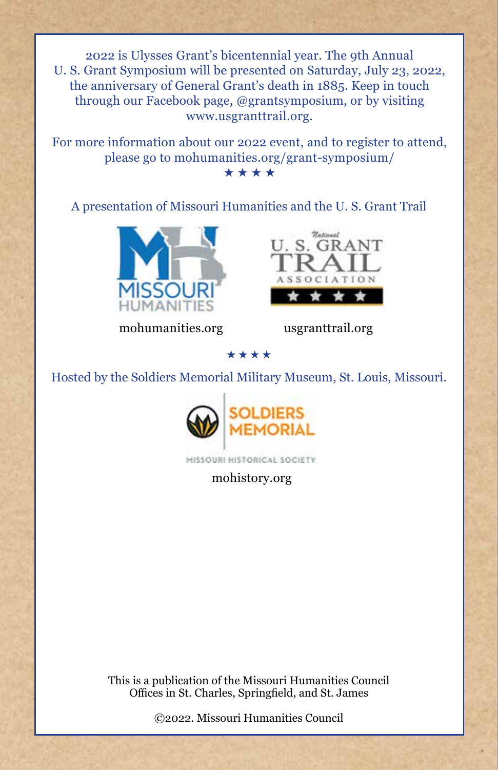2022 is Ulysses Grant's bicentennial year. The 9th Annual U. S. Grant Symposium will be presented on Saturday, July 23, 2022, the anniversary of General Grant's death in 1885. Keep in touch through our Facebook page, @grantsymposium, or by visiting www.usgranttrail.org.

For more information about our 2022 event, and to register to attend, please go to mohumanities.org/grant-symposium/

★ ★ ★ ★

A presentation of Missouri Humanities and the U. S. Grant Trail

MISSOURI HUMANITIES

mohumanities.org

National U. S. GRANT TRAIL ASSOCIATION

usgranttrail.org

★ ★ ★ ★

Hosted by the Soldiers Memorial Military Museum, St. Louis, Missouri.

SOLDIERS MEMORIAL

MISSOURI HISTORICAL SOCIETY

mohistory.org

This is a publication of the Missouri Humanities Council
Offices in St. Charles, Springfield, and St. James

©2022. Missouri Humanities Council